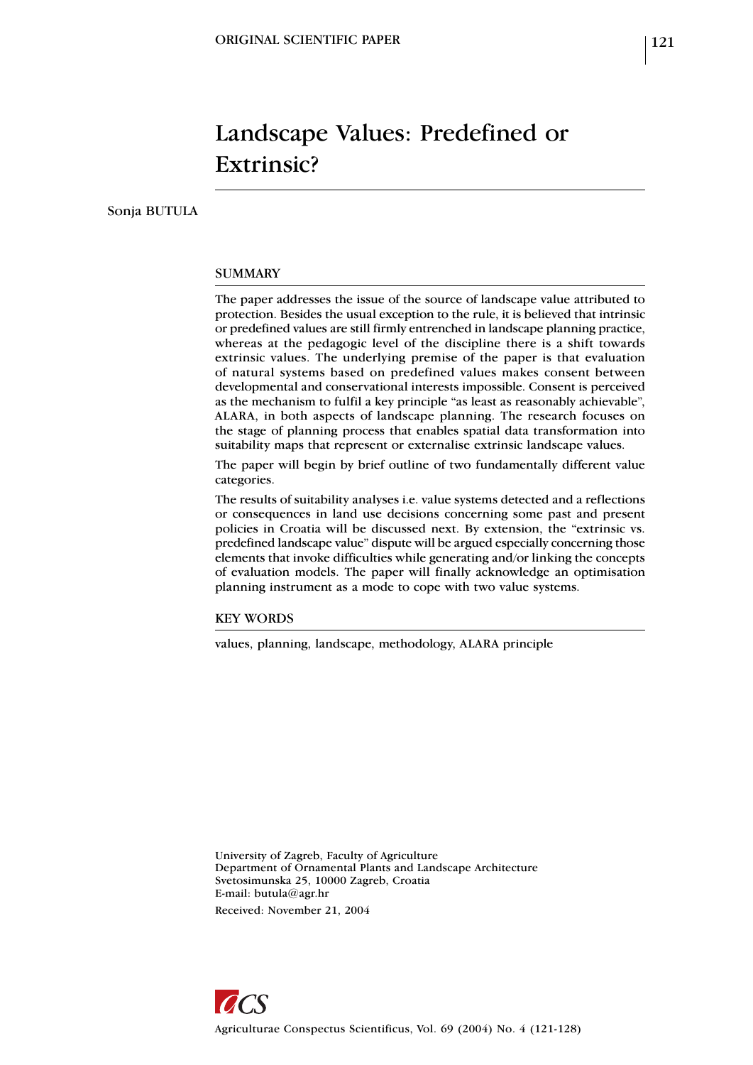ORIGINAL SCIENTIFIC PAPER

# Landscape Values: Predefined or Extrinsic?

Sonja BUTULA

## SUMMARY

The paper addresses the issue of the source of landscape value attributed to protection. Besides the usual exception to the rule, it is believed that intrinsic or predefined values are still firmly entrenched in landscape planning practice, whereas at the pedagogic level of the discipline there is a shift towards extrinsic values. The underlying premise of the paper is that evaluation of natural systems based on predefined values makes consent between developmental and conservational interests impossible. Consent is perceived as the mechanism to fulfil a key principle "as least as reasonably achievable", ALARA, in both aspects of landscape planning. The research focuses on the stage of planning process that enables spatial data transformation into suitability maps that represent or externalise extrinsic landscape values.

The paper will begin by brief outline of two fundamentally different value categories.

The results of suitability analyses i.e. value systems detected and a reflections or consequences in land use decisions concerning some past and present policies in Croatia will be discussed next. By extension, the "extrinsic vs. predefined landscape value" dispute will be argued especially concerning those elements that invoke difficulties while generating and/or linking the concepts of evaluation models. The paper will finally acknowledge an optimisation planning instrument as a mode to cope with two value systems.

## KEY WORDS

values, planning, landscape, methodology, ALARA principle

University of Zagreb, Faculty of Agriculture
Department of Ornamental Plants and Landscape Architecture
Svetosimunska 25, 10000 Zagreb, Croatia
E-mail: butula@agr.hr

Received: November 21, 2004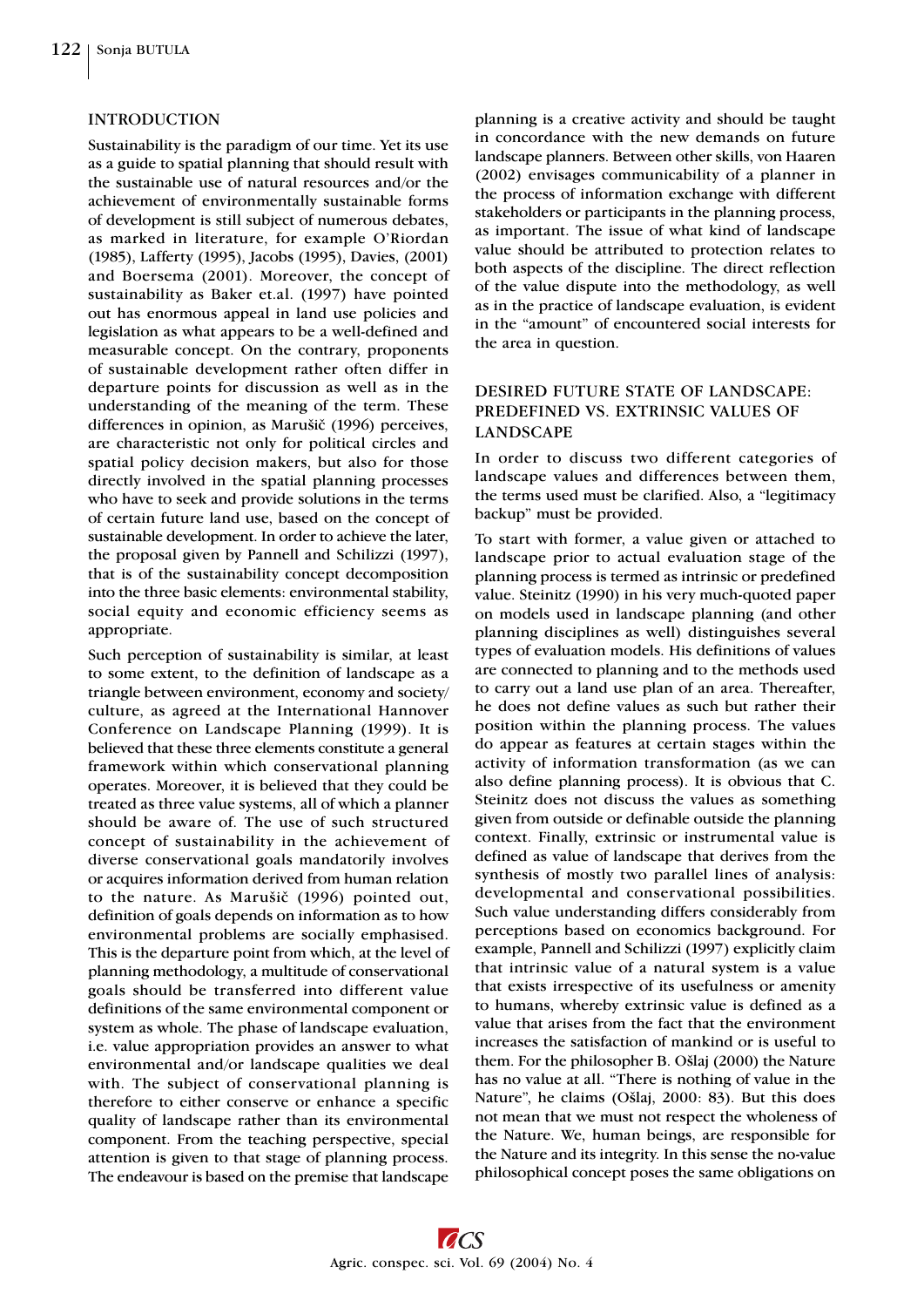## INTRODUCTION

Sustainability is the paradigm of our time. Yet its use as a guide to spatial planning that should result with the sustainable use of natural resources and/or the achievement of environmentally sustainable forms of development is still subject of numerous debates, as marked in literature, for example O'Riordan (1985), Lafferty (1995), Jacobs (1995), Davies, (2001) and Boersema (2001). Moreover, the concept of sustainability as Baker et.al. (1997) have pointed out has enormous appeal in land use policies and legislation as what appears to be a well-defined and measurable concept. On the contrary, proponents of sustainable development rather often differ in departure points for discussion as well as in the understanding of the meaning of the term. These differences in opinion, as Marušič (1996) perceives, are characteristic not only for political circles and spatial policy decision makers, but also for those directly involved in the spatial planning processes who have to seek and provide solutions in the terms of certain future land use, based on the concept of sustainable development. In order to achieve the later, the proposal given by Pannell and Schilizzi (1997), that is of the sustainability concept decomposition into the three basic elements: environmental stability, social equity and economic efficiency seems as appropriate.

Such perception of sustainability is similar, at least to some extent, to the definition of landscape as a triangle between environment, economy and society/culture, as agreed at the International Hannover Conference on Landscape Planning (1999). It is believed that these three elements constitute a general framework within which conservational planning operates. Moreover, it is believed that they could be treated as three value systems, all of which a planner should be aware of. The use of such structured concept of sustainability in the achievement of diverse conservational goals mandatorily involves or acquires information derived from human relation to the nature. As Marušič (1996) pointed out, definition of goals depends on information as to how environmental problems are socially emphasised. This is the departure point from which, at the level of planning methodology, a multitude of conservational goals should be transferred into different value definitions of the same environmental component or system as whole. The phase of landscape evaluation, i.e. value appropriation provides an answer to what environmental and/or landscape qualities we deal with. The subject of conservational planning is therefore to either conserve or enhance a specific quality of landscape rather than its environmental component. From the teaching perspective, special attention is given to that stage of planning process. The endeavour is based on the premise that landscape planning is a creative activity and should be taught in concordance with the new demands on future landscape planners. Between other skills, von Haaren (2002) envisages communicability of a planner in the process of information exchange with different stakeholders or participants in the planning process, as important. The issue of what kind of landscape value should be attributed to protection relates to both aspects of the discipline. The direct reflection of the value dispute into the methodology, as well as in the practice of landscape evaluation, is evident in the "amount" of encountered social interests for the area in question.

## DESIRED FUTURE STATE OF LANDSCAPE: PREDEFINED VS. EXTRINSIC VALUES OF LANDSCAPE

In order to discuss two different categories of landscape values and differences between them, the terms used must be clarified. Also, a "legitimacy backup" must be provided.

To start with former, a value given or attached to landscape prior to actual evaluation stage of the planning process is termed as intrinsic or predefined value. Steinitz (1990) in his very much-quoted paper on models used in landscape planning (and other planning disciplines as well) distinguishes several types of evaluation models. His definitions of values are connected to planning and to the methods used to carry out a land use plan of an area. Thereafter, he does not define values as such but rather their position within the planning process. The values do appear as features at certain stages within the activity of information transformation (as we can also define planning process). It is obvious that C. Steinitz does not discuss the values as something given from outside or definable outside the planning context. Finally, extrinsic or instrumental value is defined as value of landscape that derives from the synthesis of mostly two parallel lines of analysis: developmental and conservational possibilities. Such value understanding differs considerably from perceptions based on economics background. For example, Pannell and Schilizzi (1997) explicitly claim that intrinsic value of a natural system is a value that exists irrespective of its usefulness or amenity to humans, whereby extrinsic value is defined as a value that arises from the fact that the environment increases the satisfaction of mankind or is useful to them. For the philosopher B. Ošlaj (2000) the Nature has no value at all. "There is nothing of value in the Nature", he claims (Ošlaj, 2000: 83). But this does not mean that we must not respect the wholeness of the Nature. We, human beings, are responsible for the Nature and its integrity. In this sense the no-value philosophical concept poses the same obligations on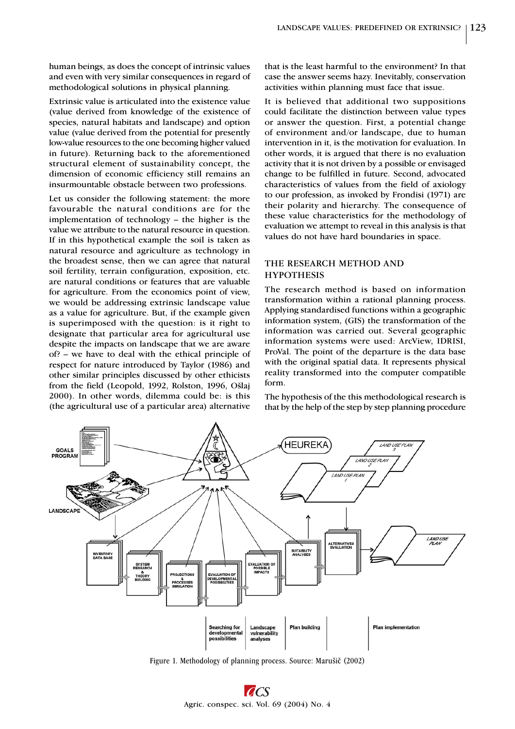human beings, as does the concept of intrinsic values and even with very similar consequences in regard of methodological solutions in physical planning.

Extrinsic value is articulated into the existence value (value derived from knowledge of the existence of species, natural habitats and landscape) and option value (value derived from the potential for presently low-value resources to the one becoming higher valued in future). Returning back to the aforementioned structural element of sustainability concept, the dimension of economic efficiency still remains an insurmountable obstacle between two professions.

Let us consider the following statement: the more favourable the natural conditions are for the implementation of technology – the higher is the value we attribute to the natural resource in question. If in this hypothetical example the soil is taken as natural resource and agriculture as technology in the broadest sense, then we can agree that natural soil fertility, terrain configuration, exposition, etc. are natural conditions or features that are valuable for agriculture. From the economics point of view, we would be addressing extrinsic landscape value as a value for agriculture. But, if the example given is superimposed with the question: is it right to designate that particular area for agricultural use despite the impacts on landscape that we are aware of? – we have to deal with the ethical principle of respect for nature introduced by Taylor (1986) and other similar principles discussed by other ethicists from the field (Leopold, 1992, Rolston, 1996, Ošlaj 2000). In other words, dilemma could be: is this (the agricultural use of a particular area) alternative that is the least harmful to the environment? In that case the answer seems hazy. Inevitably, conservation activities within planning must face that issue.

It is believed that additional two suppositions could facilitate the distinction between value types or answer the question. First, a potential change of environment and/or landscape, due to human intervention in it, is the motivation for evaluation. In other words, it is argued that there is no evaluation activity that it is not driven by a possible or envisaged change to be fulfilled in future. Second, advocated characteristics of values from the field of axiology to our profession, as invoked by Frondisi (1971) are their polarity and hierarchy. The consequence of these value characteristics for the methodology of evaluation we attempt to reveal in this analysis is that values do not have hard boundaries in space.

## THE RESEARCH METHOD AND HYPOTHESIS

The research method is based on information transformation within a rational planning process. Applying standardised functions within a geographic information system, (GIS) the transformation of the information was carried out. Several geographic information systems were used: ArcView, IDRISI, ProVal. The point of the departure is the data base with the original spatial data. It represents physical reality transformed into the computer compatible form.

The hypothesis of the this methodological research is that by the help of the step by step planning procedure

Figure 1. Methodology of planning process. Source: Marušič (2002)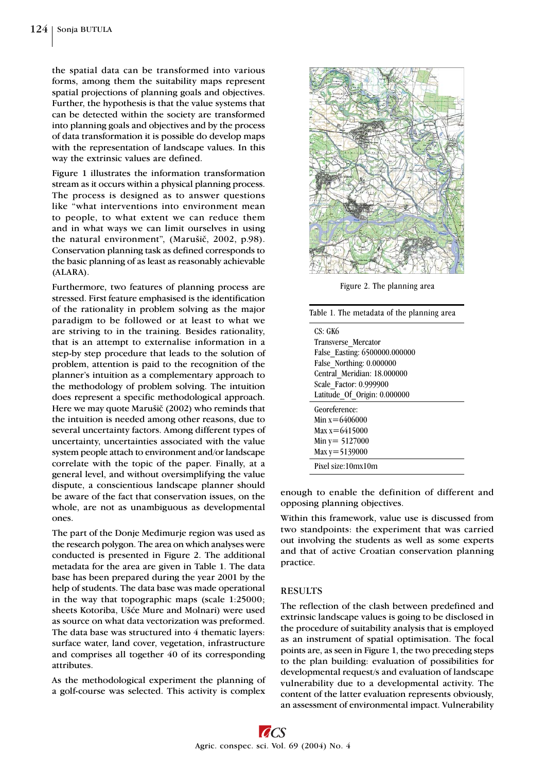the spatial data can be transformed into various forms, among them the suitability maps represent spatial projections of planning goals and objectives. Further, the hypothesis is that the value systems that can be detected within the society are transformed into planning goals and objectives and by the process of data transformation it is possible do develop maps with the representation of landscape values. In this way the extrinsic values are defined.

Figure 1 illustrates the information transformation stream as it occurs within a physical planning process. The process is designed as to answer questions like "what interventions into environment mean to people, to what extent we can reduce them and in what ways we can limit ourselves in using the natural environment", (Marušič, 2002, p.98). Conservation planning task as defined corresponds to the basic planning of as least as reasonably achievable (ALARA).

Furthermore, two features of planning process are stressed. First feature emphasised is the identification of the rationality in problem solving as the major paradigm to be followed or at least to what we are striving to in the training. Besides rationality, that is an attempt to externalise information in a step-by step procedure that leads to the solution of problem, attention is paid to the recognition of the planner's intuition as a complementary approach to the methodology of problem solving. The intuition does represent a specific methodological approach. Here we may quote Marušič (2002) who reminds that the intuition is needed among other reasons, due to several uncertainty factors. Among different types of uncertainty, uncertainties associated with the value system people attach to environment and/or landscape correlate with the topic of the paper. Finally, at a general level, and without oversimplifying the value dispute, a conscientious landscape planner should be aware of the fact that conservation issues, on the whole, are not as unambiguous as developmental ones.

The part of the Donje Međimurje region was used as the research polygon. The area on which analyses were conducted is presented in Figure 2. The additional metadata for the area are given in Table 1. The data base has been prepared during the year 2001 by the help of students. The data base was made operational in the way that topographic maps (scale 1:25000; sheets Kotoriba, Ušće Mure and Molnari) were used as source on what data vectorization was preformed. The data base was structured into 4 thematic layers: surface water, land cover, vegetation, infrastructure and comprises all together 40 of its corresponding attributes.

As the methodological experiment the planning of a golf-course was selected. This activity is complex enough to enable the definition of different and opposing planning objectives.

Figure 2. The planning area

Table 1. The metadata of the planning area

| |
|---|
| CS: GK6<br>Transverse_Mercator<br>False_Easting: 6500000.000000<br>False_Northing: 0.000000<br>Central_Meridian: 18.000000<br>Scale_Factor: 0.999900<br>Latitude_Of_Origin: 0.000000 |
| Georeference:<br>Min x=6406000<br>Max x=6415000<br>Min y= 5127000<br>Max y=5139000 |
| Pixel size:10mx10m |

Within this framework, value use is discussed from two standpoints: the experiment that was carried out involving the students as well as some experts and that of active Croatian conservation planning practice.

## RESULTS

The reflection of the clash between predefined and extrinsic landscape values is going to be disclosed in the procedure of suitability analysis that is employed as an instrument of spatial optimisation. The focal points are, as seen in Figure 1, the two preceding steps to the plan building: evaluation of possibilities for developmental request/s and evaluation of landscape vulnerability due to a developmental activity. The content of the latter evaluation represents obviously, an assessment of environmental impact. Vulnerability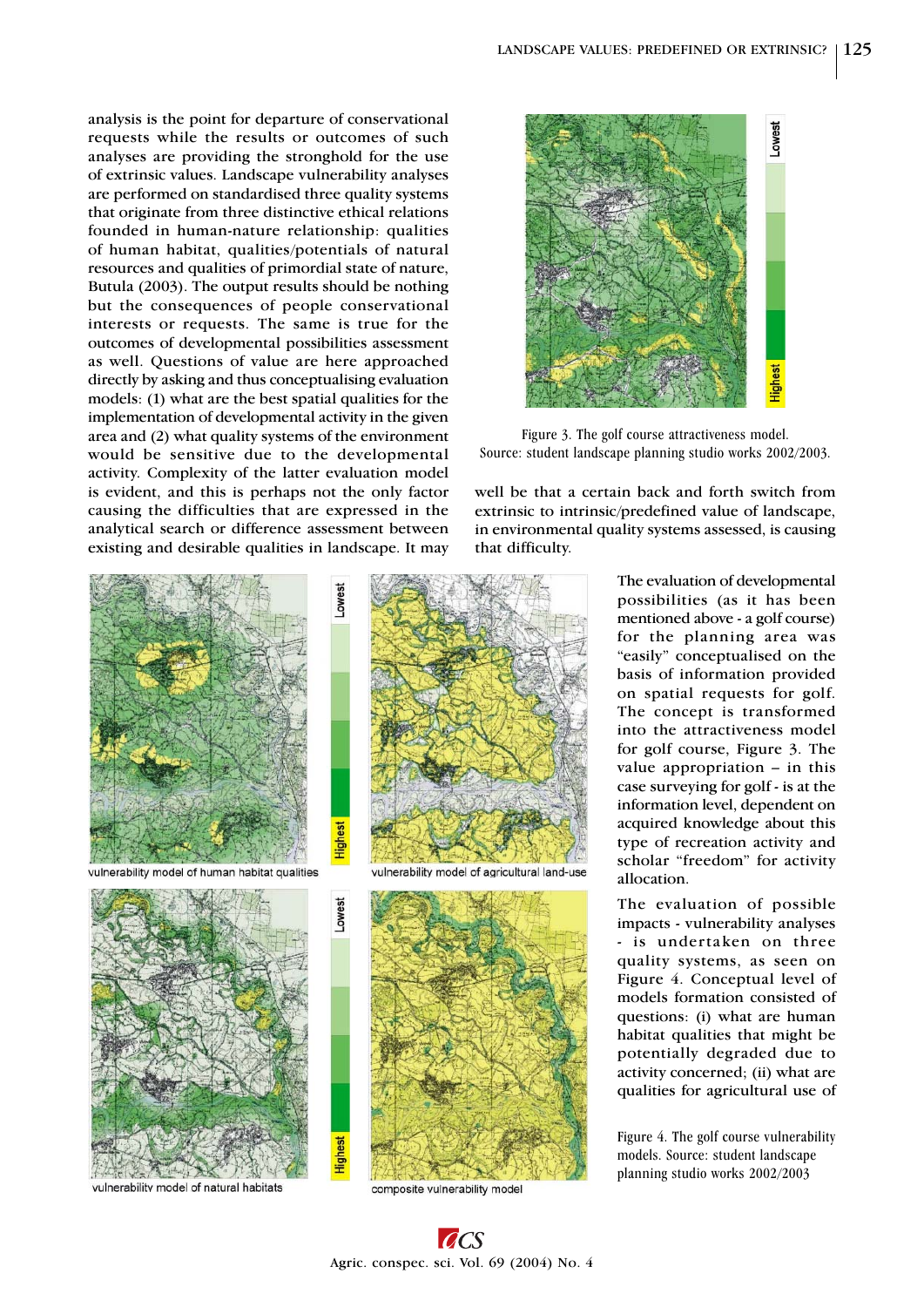analysis is the point for departure of conservational requests while the results or outcomes of such analyses are providing the stronghold for the use of extrinsic values. Landscape vulnerability analyses are performed on standardised three quality systems that originate from three distinctive ethical relations founded in human-nature relationship: qualities of human habitat, qualities/potentials of natural resources and qualities of primordial state of nature, Butula (2003). The output results should be nothing but the consequences of people conservational interests or requests. The same is true for the outcomes of developmental possibilities assessment as well. Questions of value are here approached directly by asking and thus conceptualising evaluation models: (1) what are the best spatial qualities for the implementation of developmental activity in the given area and (2) what quality systems of the environment would be sensitive due to the developmental activity. Complexity of the latter evaluation model is evident, and this is perhaps not the only factor causing the difficulties that are expressed in the analytical search or difference assessment between existing and desirable qualities in landscape. It may well be that a certain back and forth switch from extrinsic to intrinsic/predefined value of landscape, in environmental quality systems assessed, is causing that difficulty.

Figure 3. The golf course attractiveness model. Source: student landscape planning studio works 2002/2003.

The evaluation of developmental possibilities (as it has been mentioned above - a golf course) for the planning area was "easily" conceptualised on the basis of information provided on spatial requests for golf. The concept is transformed into the attractiveness model for golf course, Figure 3. The value appropriation – in this case surveying for golf - is at the information level, dependent on acquired knowledge about this type of recreation activity and scholar "freedom" for activity allocation.

The evaluation of possible impacts - vulnerability analyses - is undertaken on three quality systems, as seen on Figure 4. Conceptual level of models formation consisted of questions: (i) what are human habitat qualities that might be potentially degraded due to activity concerned; (ii) what are qualities for agricultural use of

Figure 4. The golf course vulnerability models. Source: student landscape planning studio works 2002/2003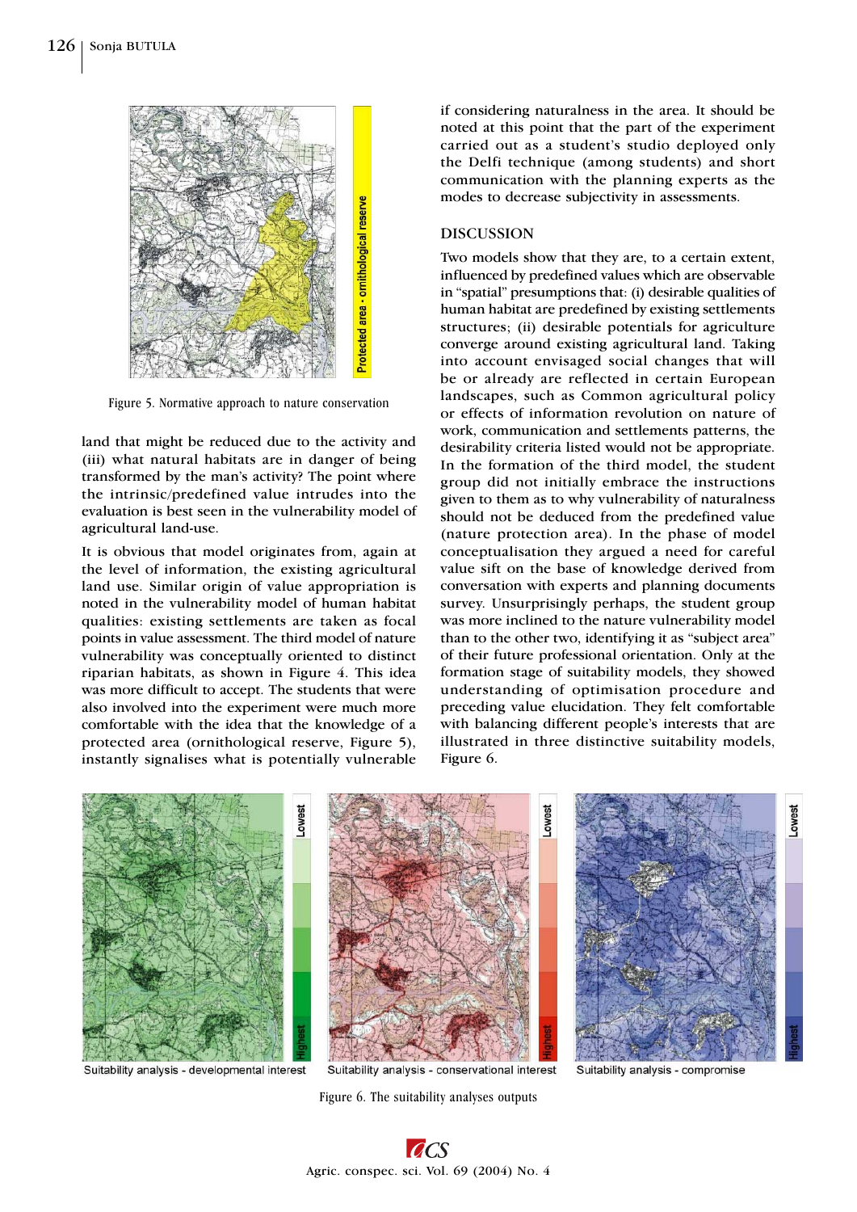Figure 5. Normative approach to nature conservation

land that might be reduced due to the activity and (iii) what natural habitats are in danger of being transformed by the man's activity? The point where the intrinsic/predefined value intrudes into the evaluation is best seen in the vulnerability model of agricultural land-use.

It is obvious that model originates from, again at the level of information, the existing agricultural land use. Similar origin of value appropriation is noted in the vulnerability model of human habitat qualities: existing settlements are taken as focal points in value assessment. The third model of nature vulnerability was conceptually oriented to distinct riparian habitats, as shown in Figure 4. This idea was more difficult to accept. The students that were also involved into the experiment were much more comfortable with the idea that the knowledge of a protected area (ornithological reserve, Figure 5), instantly signalises what is potentially vulnerable if considering naturalness in the area. It should be noted at this point that the part of the experiment carried out as a student's studio deployed only the Delfi technique (among students) and short communication with the planning experts as the modes to decrease subjectivity in assessments.

## DISCUSSION

Two models show that they are, to a certain extent, influenced by predefined values which are observable in "spatial" presumptions that: (i) desirable qualities of human habitat are predefined by existing settlements structures; (ii) desirable potentials for agriculture converge around existing agricultural land. Taking into account envisaged social changes that will be or already are reflected in certain European landscapes, such as Common agricultural policy or effects of information revolution on nature of work, communication and settlements patterns, the desirability criteria listed would not be appropriate. In the formation of the third model, the student group did not initially embrace the instructions given to them as to why vulnerability of naturalness should not be deduced from the predefined value (nature protection area). In the phase of model conceptualisation they argued a need for careful value sift on the base of knowledge derived from conversation with experts and planning documents survey. Unsurprisingly perhaps, the student group was more inclined to the nature vulnerability model than to the other two, identifying it as "subject area" of their future professional orientation. Only at the formation stage of suitability models, they showed understanding of optimisation procedure and preceding value elucidation. They felt comfortable with balancing different people's interests that are illustrated in three distinctive suitability models, Figure 6.

Suitability analysis - developmental interest

Suitability analysis - conservational interest

Suitability analysis - compromise

Figure 6. The suitability analyses outputs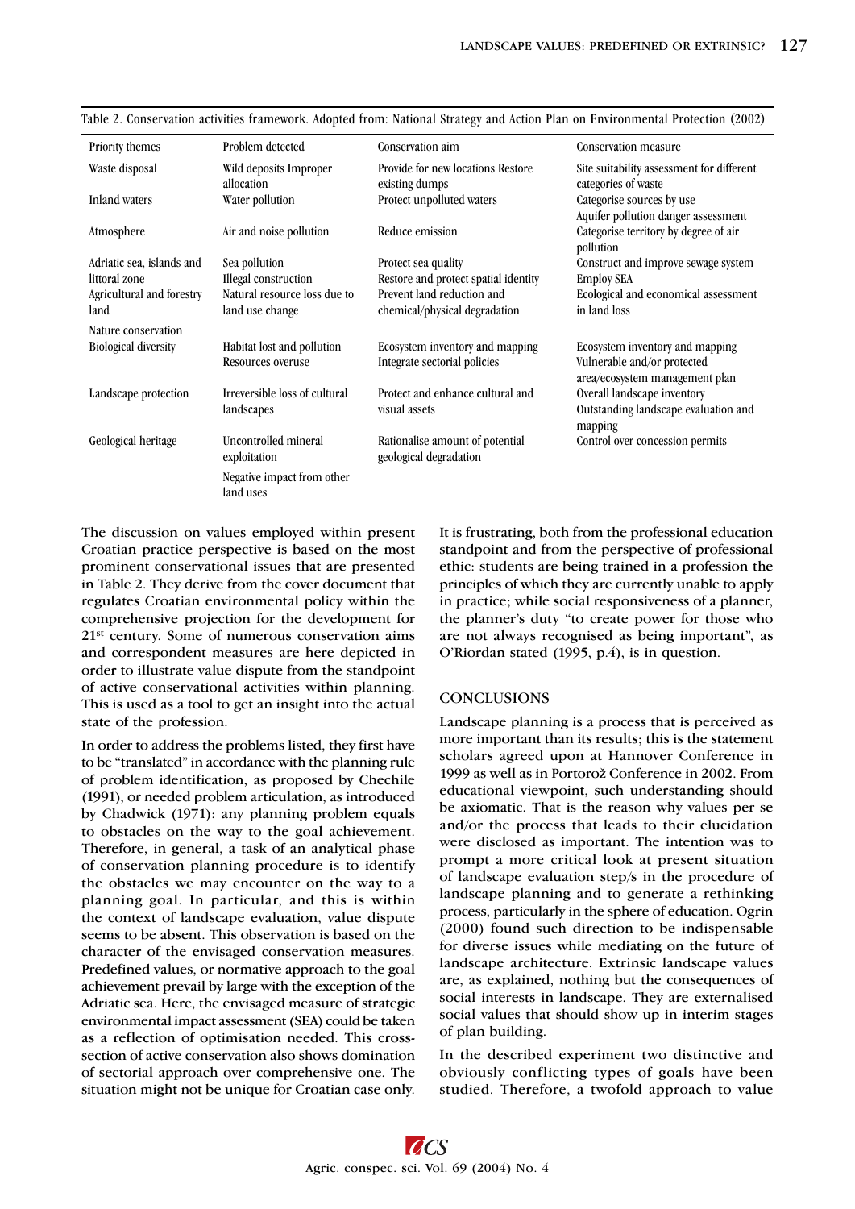Table 2. Conservation activities framework. Adopted from: National Strategy and Action Plan on Environmental Protection (2002)

| Priority themes | Problem detected | Conservation aim | Conservation measure |
|---|---|---|---|
| Waste disposal | Wild deposits Improper allocation | Provide for new locations Restore existing dumps | Site suitability assessment for different categories of waste |
| Inland waters | Water pollution | Protect unpolluted waters | Categorise sources by use<br>Aquifer pollution danger assessment |
| Atmosphere | Air and noise pollution | Reduce emission | Categorise territory by degree of air pollution |
| Adriatic sea, islands and littoral zone | Sea pollution<br>Illegal construction | Protect sea quality<br>Restore and protect spatial identity | Construct and improve sewage system<br>Employ SEA |
| Agricultural and forestry land | Natural resource loss due to land use change | Prevent land reduction and chemical/physical degradation | Ecological and economical assessment in land loss |
| Nature conservation | | | |
| Biological diversity | Habitat lost and pollution<br>Resources overuse | Ecosystem inventory and mapping<br>Integrate sectorial policies | Ecosystem inventory and mapping<br>Vulnerable and/or protected area/ecosystem management plan |
| Landscape protection | Irreversible loss of cultural landscapes | Protect and enhance cultural and visual assets | Overall landscape inventory<br>Outstanding landscape evaluation and mapping |
| Geological heritage | Uncontrolled mineral exploitation<br>Negative impact from other land uses | Rationalise amount of potential geological degradation | Control over concession permits |

The discussion on values employed within present Croatian practice perspective is based on the most prominent conservational issues that are presented in Table 2. They derive from the cover document that regulates Croatian environmental policy within the comprehensive projection for the development for 21st century. Some of numerous conservation aims and correspondent measures are here depicted in order to illustrate value dispute from the standpoint of active conservational activities within planning. This is used as a tool to get an insight into the actual state of the profession.

In order to address the problems listed, they first have to be "translated" in accordance with the planning rule of problem identification, as proposed by Chechile (1991), or needed problem articulation, as introduced by Chadwick (1971): any planning problem equals to obstacles on the way to the goal achievement. Therefore, in general, a task of an analytical phase of conservation planning procedure is to identify the obstacles we may encounter on the way to a planning goal. In particular, and this is within the context of landscape evaluation, value dispute seems to be absent. This observation is based on the character of the envisaged conservation measures. Predefined values, or normative approach to the goal achievement prevail by large with the exception of the Adriatic sea. Here, the envisaged measure of strategic environmental impact assessment (SEA) could be taken as a reflection of optimisation needed. This cross-section of active conservation also shows domination of sectorial approach over comprehensive one. The situation might not be unique for Croatian case only. It is frustrating, both from the professional education standpoint and from the perspective of professional ethic: students are being trained in a profession the principles of which they are currently unable to apply in practice; while social responsiveness of a planner, the planner's duty "to create power for those who are not always recognised as being important", as O'Riordan stated (1995, p.4), is in question.

## CONCLUSIONS

Landscape planning is a process that is perceived as more important than its results; this is the statement scholars agreed upon at Hannover Conference in 1999 as well as in Portorož Conference in 2002. From educational viewpoint, such understanding should be axiomatic. That is the reason why values per se and/or the process that leads to their elucidation were disclosed as important. The intention was to prompt a more critical look at present situation of landscape evaluation step/s in the procedure of landscape planning and to generate a rethinking process, particularly in the sphere of education. Ogrin (2000) found such direction to be indispensable for diverse issues while mediating on the future of landscape architecture. Extrinsic landscape values are, as explained, nothing but the consequences of social interests in landscape. They are externalised social values that should show up in interim stages of plan building.

In the described experiment two distinctive and obviously conflicting types of goals have been studied. Therefore, a twofold approach to value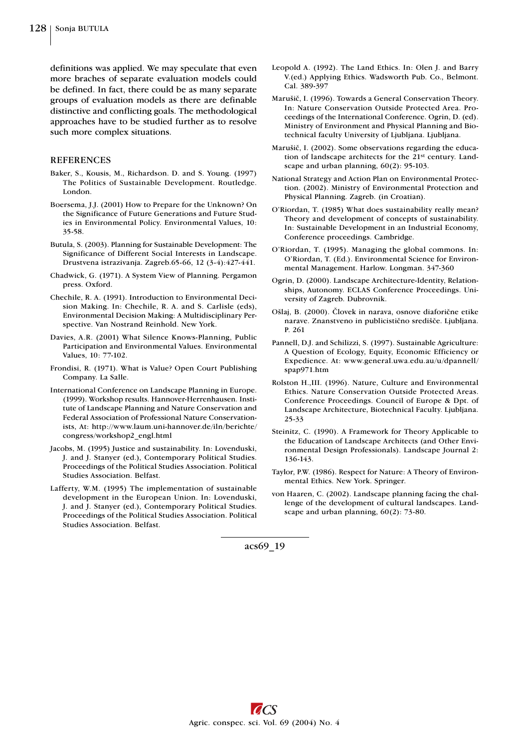definitions was applied. We may speculate that even more braches of separate evaluation models could be defined. In fact, there could be as many separate groups of evaluation models as there are definable distinctive and conflicting goals. The methodological approaches have to be studied further as to resolve such more complex situations.

## REFERENCES

Baker, S., Kousis, M., Richardson. D. and S. Young. (1997) The Politics of Sustainable Development. Routledge. London.

Boersema, J.J. (2001) How to Prepare for the Unknown? On the Significance of Future Generations and Future Studies in Environmental Policy. Environmental Values, 10: 35-58.

Butula, S. (2003). Planning for Sustainable Development: The Significance of Different Social Interests in Landscape. Drustvena istrazivanja. Zagreb.65-66, 12 (3-4):427-441.

Chadwick, G. (1971). A System View of Planning. Pergamon press. Oxford.

Chechile, R. A. (1991). Introduction to Environmental Decision Making. In: Chechile, R. A. and S. Carlisle (eds), Environmental Decision Making: A Multidisciplinary Perspective. Van Nostrand Reinhold. New York.

Davies, A.R. (2001) What Silence Knows-Planning, Public Participation and Environmental Values. Environmental Values, 10: 77-102.

Frondisi, R. (1971). What is Value? Open Court Publishing Company. La Salle.

International Conference on Landscape Planning in Europe. (1999). Workshop results. Hannover-Herrenhausen. Institute of Landscape Planning and Nature Conservation and Federal Association of Professional Nature Conservationists, At: http://www.laum.uni-hannover.de/iln/berichte/congress/workshop2_engl.html

Jacobs, M. (1995) Justice and sustainability. In: Lovenduski, J. and J. Stanyer (ed.), Contemporary Political Studies. Proceedings of the Political Studies Association. Political Studies Association. Belfast.

Lafferty, W.M. (1995) The implementation of sustainable development in the European Union. In: Lovenduski, J. and J. Stanyer (ed.), Contemporary Political Studies. Proceedings of the Political Studies Association. Political Studies Association. Belfast.

Leopold A. (1992). The Land Ethics. In: Olen J. and Barry V.(ed.) Applying Ethics. Wadsworth Pub. Co., Belmont. Cal. 389-397

Marušič, I. (1996). Towards a General Conservation Theory. In: Nature Conservation Outside Protected Area. Proceedings of the International Conference. Ogrin, D. (ed). Ministry of Environment and Physical Planning and Biotechnical faculty University of Ljubljana. Ljubljana.

Marušič, I. (2002). Some observations regarding the education of landscape architects for the 21st century. Landscape and urban planning, 60(2): 95-103.

National Strategy and Action Plan on Environmental Protection. (2002). Ministry of Environmental Protection and Physical Planning. Zagreb. (in Croatian).

O'Riordan, T. (1985) What does sustainability really mean? Theory and development of concepts of sustainability. In: Sustainable Development in an Industrial Economy, Conference proceedings. Cambridge.

O'Riordan, T. (1995). Managing the global commons. In: O'Riordan, T. (Ed.). Environmental Science for Environmental Management. Harlow. Longman. 347-360

Ogrin, D. (2000). Landscape Architecture-Identity, Relationships, Autonomy. ECLAS Conference Proceedings. University of Zagreb. Dubrovnik.

Ošlaj, B. (2000). Človek in narava, osnove diaforične etike narave. Znanstveno in publicistično središče. Ljubljana. P. 261

Pannell, D.J. and Schilizzi, S. (1997). Sustainable Agriculture: A Question of Ecology, Equity, Economic Efficiency or Expedience. At: www.general.uwa.edu.au/u/dpannell/spap971.htm

Rolston H.,III. (1996). Nature, Culture and Environmental Ethics. Nature Conservation Outside Protected Areas. Conference Proceedings. Council of Europe & Dpt. of Landscape Architecture, Biotechnical Faculty. Ljubljana. 25-33

Steinitz, C. (1990). A Framework for Theory Applicable to the Education of Landscape Architects (and Other Environmental Design Professionals). Landscape Journal 2: 136-143.

Taylor, P.W. (1986). Respect for Nature: A Theory of Environmental Ethics. New York. Springer.

von Haaren, C. (2002). Landscape planning facing the challenge of the development of cultural landscapes. Landscape and urban planning, 60(2): 73-80.

acs69_19